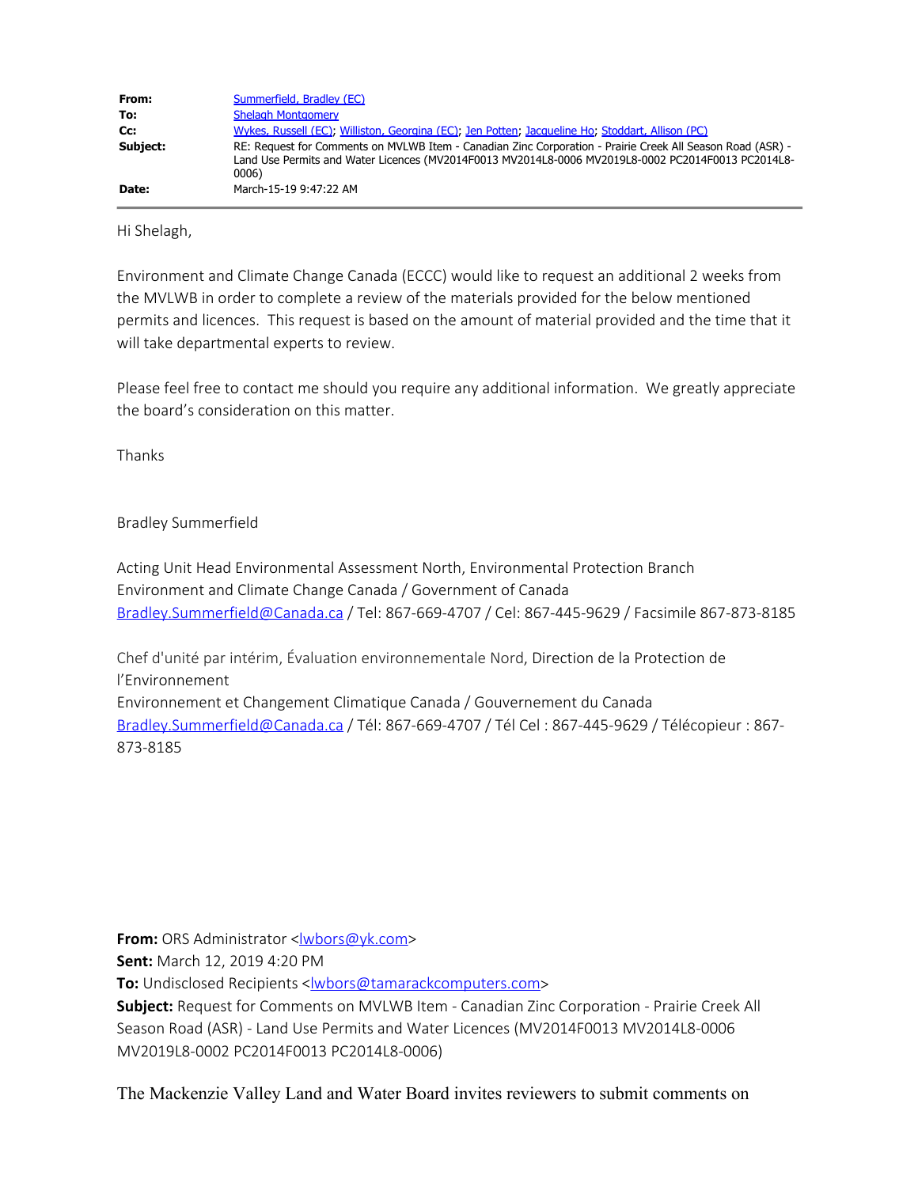| | |
|---|---|
| **From:** | Summerfield, Bradley (EC) |
| **To:** | Shelagh Montgomery |
| **Cc:** | Wykes, Russell (EC); Williston, Georgina (EC); Jen Potten; Jacqueline Ho; Stoddart, Allison (PC) |
| **Subject:** | RE: Request for Comments on MVLWB Item - Canadian Zinc Corporation - Prairie Creek All Season Road (ASR) - Land Use Permits and Water Licences (MV2014F0013 MV2014L8-0006 MV2019L8-0002 PC2014F0013 PC2014L8-0006) |
| **Date:** | March-15-19 9:47:22 AM |

Hi Shelagh,

Environment and Climate Change Canada (ECCC) would like to request an additional 2 weeks from the MVLWB in order to complete a review of the materials provided for the below mentioned permits and licences. This request is based on the amount of material provided and the time that it will take departmental experts to review.

Please feel free to contact me should you require any additional information. We greatly appreciate the board's consideration on this matter.

Thanks

Bradley Summerfield

Acting Unit Head Environmental Assessment North, Environmental Protection Branch
Environment and Climate Change Canada / Government of Canada
Bradley.Summerfield@Canada.ca / Tel: 867-669-4707 / Cel: 867-445-9629 / Facsimile 867-873-8185

Chef d'unité par intérim, Évaluation environnementale Nord, Direction de la Protection de l'Environnement
Environnement et Changement Climatique Canada / Gouvernement du Canada
Bradley.Summerfield@Canada.ca / Tél: 867-669-4707 / Tél Cel : 867-445-9629 / Télécopieur : 867-873-8185

**From:** ORS Administrator <lwbors@yk.com>
**Sent:** March 12, 2019 4:20 PM
**To:** Undisclosed Recipients <lwbors@tamarackcomputers.com>
**Subject:** Request for Comments on MVLWB Item - Canadian Zinc Corporation - Prairie Creek All Season Road (ASR) - Land Use Permits and Water Licences (MV2014F0013 MV2014L8-0006 MV2019L8-0002 PC2014F0013 PC2014L8-0006)

The Mackenzie Valley Land and Water Board invites reviewers to submit comments on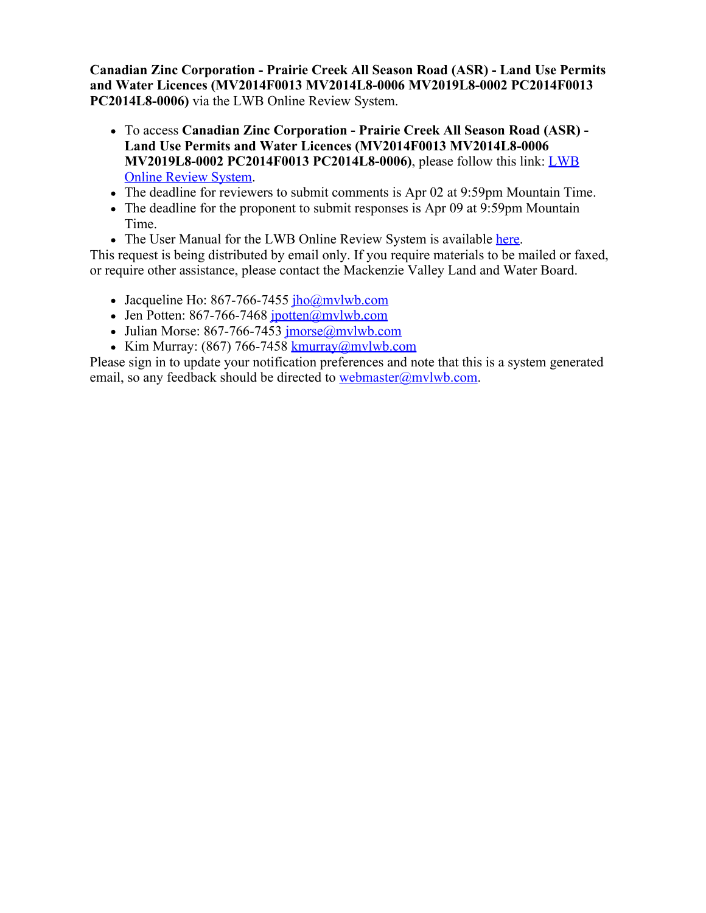**Canadian Zinc Corporation - Prairie Creek All Season Road (ASR) - Land Use Permits and Water Licences (MV2014F0013 MV2014L8-0006 MV2019L8-0002 PC2014F0013 PC2014L8-0006)** via the LWB Online Review System.

- To access **Canadian Zinc Corporation - Prairie Creek All Season Road (ASR) - Land Use Permits and Water Licences (MV2014F0013 MV2014L8-0006 MV2019L8-0002 PC2014F0013 PC2014L8-0006)**, please follow this link: LWB Online Review System.
- The deadline for reviewers to submit comments is Apr 02 at 9:59pm Mountain Time.
- The deadline for the proponent to submit responses is Apr 09 at 9:59pm Mountain Time.
- The User Manual for the LWB Online Review System is available here.

This request is being distributed by email only. If you require materials to be mailed or faxed, or require other assistance, please contact the Mackenzie Valley Land and Water Board.

- Jacqueline Ho: 867-766-7455 jho@mvlwb.com
- Jen Potten: 867-766-7468 jpotten@mvlwb.com
- Julian Morse: 867-766-7453 jmorse@mvlwb.com
- Kim Murray: (867) 766-7458 kmurray@mvlwb.com

Please sign in to update your notification preferences and note that this is a system generated email, so any feedback should be directed to webmaster@mvlwb.com.